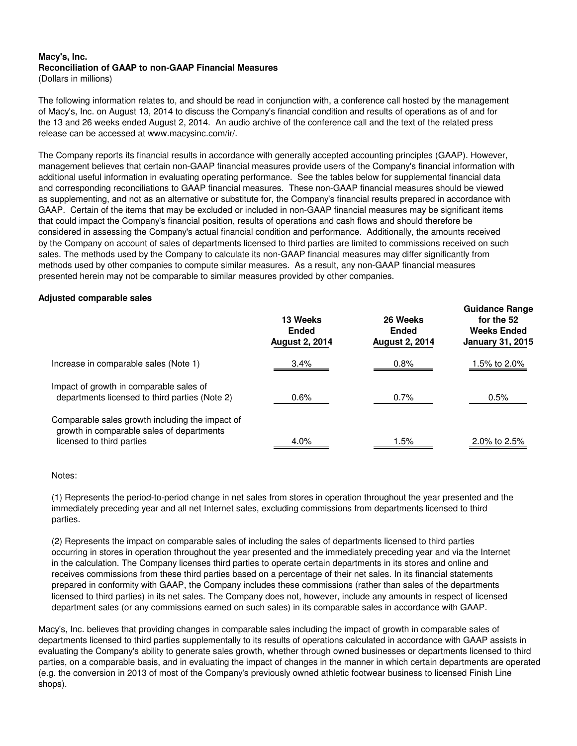**Macy's, Inc.**
**Reconciliation of GAAP to non-GAAP Financial Measures**
(Dollars in millions)

The following information relates to, and should be read in conjunction with, a conference call hosted by the management of Macy's, Inc. on August 13, 2014 to discuss the Company's financial condition and results of operations as of and for the 13 and 26 weeks ended August 2, 2014. An audio archive of the conference call and the text of the related press release can be accessed at www.macysinc.com/ir/.

The Company reports its financial results in accordance with generally accepted accounting principles (GAAP). However, management believes that certain non-GAAP financial measures provide users of the Company's financial information with additional useful information in evaluating operating performance. See the tables below for supplemental financial data and corresponding reconciliations to GAAP financial measures. These non-GAAP financial measures should be viewed as supplementing, and not as an alternative or substitute for, the Company's financial results prepared in accordance with GAAP. Certain of the items that may be excluded or included in non-GAAP financial measures may be significant items that could impact the Company's financial position, results of operations and cash flows and should therefore be considered in assessing the Company's actual financial condition and performance. Additionally, the amounts received by the Company on account of sales of departments licensed to third parties are limited to commissions received on such sales. The methods used by the Company to calculate its non-GAAP financial measures may differ significantly from methods used by other companies to compute similar measures. As a result, any non-GAAP financial measures presented herein may not be comparable to similar measures provided by other companies.

**Adjusted comparable sales**

| | 13 Weeks Ended August 2, 2014 | 26 Weeks Ended August 2, 2014 | Guidance Range for the 52 Weeks Ended January 31, 2015 |
|---|---|---|---|
| Increase in comparable sales (Note 1) | 3.4% | 0.8% | 1.5% to 2.0% |
| Impact of growth in comparable sales of departments licensed to third parties (Note 2) | 0.6% | 0.7% | 0.5% |
| Comparable sales growth including the impact of growth in comparable sales of departments licensed to third parties | 4.0% | 1.5% | 2.0% to 2.5% |

Notes:

(1) Represents the period-to-period change in net sales from stores in operation throughout the year presented and the immediately preceding year and all net Internet sales, excluding commissions from departments licensed to third parties.

(2) Represents the impact on comparable sales of including the sales of departments licensed to third parties occurring in stores in operation throughout the year presented and the immediately preceding year and via the Internet in the calculation. The Company licenses third parties to operate certain departments in its stores and online and receives commissions from these third parties based on a percentage of their net sales. In its financial statements prepared in conformity with GAAP, the Company includes these commissions (rather than sales of the departments licensed to third parties) in its net sales. The Company does not, however, include any amounts in respect of licensed department sales (or any commissions earned on such sales) in its comparable sales in accordance with GAAP.

Macy's, Inc. believes that providing changes in comparable sales including the impact of growth in comparable sales of departments licensed to third parties supplementally to its results of operations calculated in accordance with GAAP assists in evaluating the Company's ability to generate sales growth, whether through owned businesses or departments licensed to third parties, on a comparable basis, and in evaluating the impact of changes in the manner in which certain departments are operated (e.g. the conversion in 2013 of most of the Company's previously owned athletic footwear business to licensed Finish Line shops).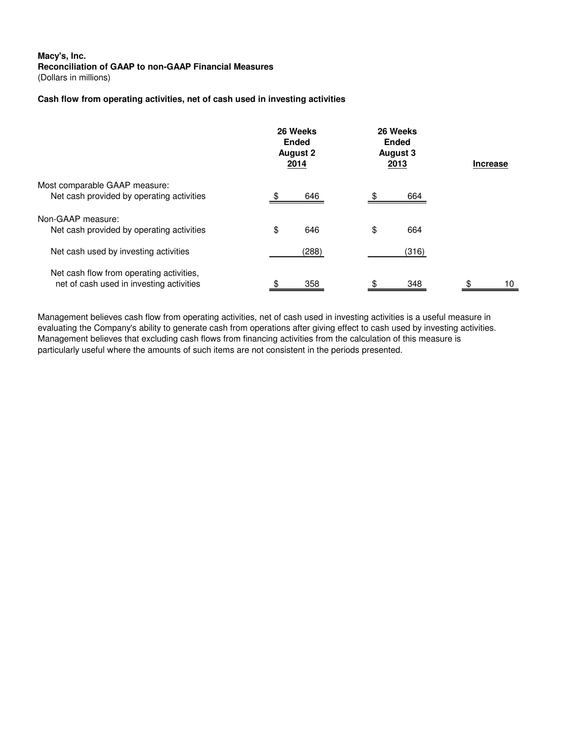**Macy's, Inc.**
**Reconciliation of GAAP to non-GAAP Financial Measures**
(Dollars in millions)

**Cash flow from operating activities, net of cash used in investing activities**

| | 26 Weeks Ended August 2 2014 | 26 Weeks Ended August 3 2013 | Increase |
|---|---|---|---|
| Most comparable GAAP measure: | | | |
| Net cash provided by operating activities | $ 646 | $ 664 | |
| Non-GAAP measure: | | | |
| Net cash provided by operating activities | $ 646 | $ 664 | |
| Net cash used by investing activities | (288) | (316) | |
| Net cash flow from operating activities, net of cash used in investing activities | $ 358 | $ 348 | $ 10 |

Management believes cash flow from operating activities, net of cash used in investing activities is a useful measure in evaluating the Company's ability to generate cash from operations after giving effect to cash used by investing activities. Management believes that excluding cash flows from financing activities from the calculation of this measure is particularly useful where the amounts of such items are not consistent in the periods presented.